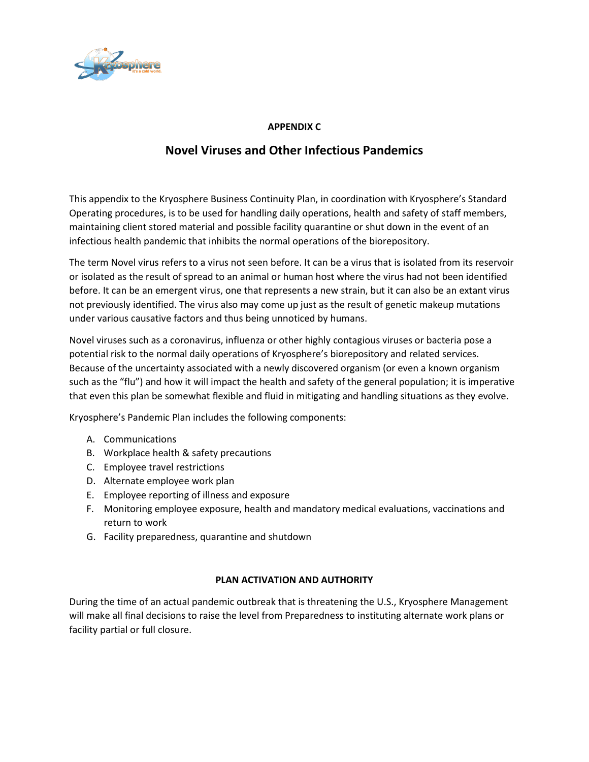**APPENDIX C**

# Novel Viruses and Other Infectious Pandemics

This appendix to the Kryosphere Business Continuity Plan, in coordination with Kryosphere's Standard Operating procedures, is to be used for handling daily operations, health and safety of staff members, maintaining client stored material and possible facility quarantine or shut down in the event of an infectious health pandemic that inhibits the normal operations of the biorepository.

The term Novel virus refers to a virus not seen before. It can be a virus that is isolated from its reservoir or isolated as the result of spread to an animal or human host where the virus had not been identified before. It can be an emergent virus, one that represents a new strain, but it can also be an extant virus not previously identified. The virus also may come up just as the result of genetic makeup mutations under various causative factors and thus being unnoticed by humans.

Novel viruses such as a coronavirus, influenza or other highly contagious viruses or bacteria pose a potential risk to the normal daily operations of Kryosphere's biorepository and related services. Because of the uncertainty associated with a newly discovered organism (or even a known organism such as the "flu") and how it will impact the health and safety of the general population; it is imperative that even this plan be somewhat flexible and fluid in mitigating and handling situations as they evolve.

Kryosphere's Pandemic Plan includes the following components:

A. Communications
B. Workplace health & safety precautions
C. Employee travel restrictions
D. Alternate employee work plan
E. Employee reporting of illness and exposure
F. Monitoring employee exposure, health and mandatory medical evaluations, vaccinations and return to work
G. Facility preparedness, quarantine and shutdown

**PLAN ACTIVATION AND AUTHORITY**

During the time of an actual pandemic outbreak that is threatening the U.S., Kryosphere Management will make all final decisions to raise the level from Preparedness to instituting alternate work plans or facility partial or full closure.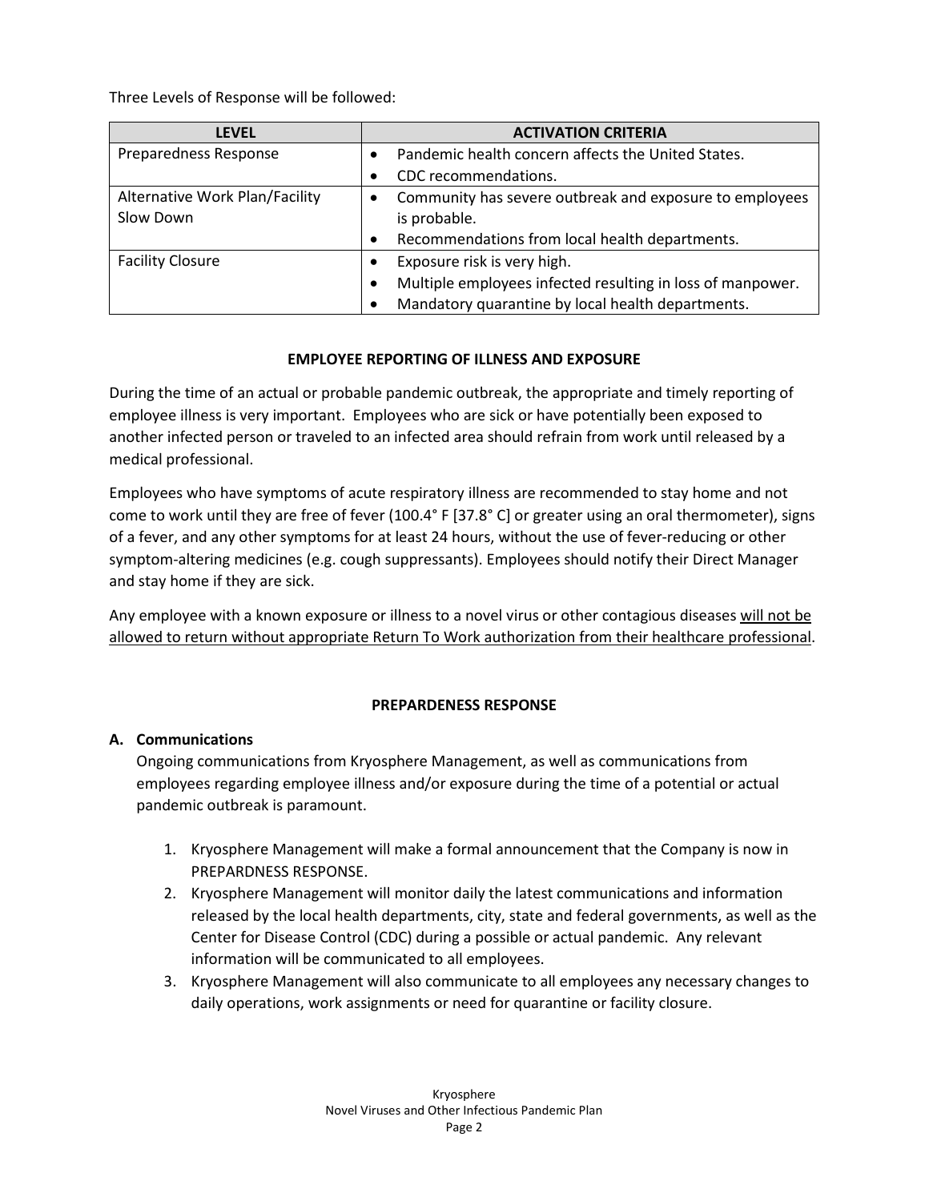Three Levels of Response will be followed:

| LEVEL | ACTIVATION CRITERIA |
|---|---|
| Preparedness Response | • Pandemic health concern affects the United States.<br>• CDC recommendations. |
| Alternative Work Plan/Facility Slow Down | • Community has severe outbreak and exposure to employees is probable.<br>• Recommendations from local health departments. |
| Facility Closure | • Exposure risk is very high.<br>• Multiple employees infected resulting in loss of manpower.<br>• Mandatory quarantine by local health departments. |

## EMPLOYEE REPORTING OF ILLNESS AND EXPOSURE

During the time of an actual or probable pandemic outbreak, the appropriate and timely reporting of employee illness is very important. Employees who are sick or have potentially been exposed to another infected person or traveled to an infected area should refrain from work until released by a medical professional.

Employees who have symptoms of acute respiratory illness are recommended to stay home and not come to work until they are free of fever (100.4° F [37.8° C] or greater using an oral thermometer), signs of a fever, and any other symptoms for at least 24 hours, without the use of fever-reducing or other symptom-altering medicines (e.g. cough suppressants). Employees should notify their Direct Manager and stay home if they are sick.

Any employee with a known exposure or illness to a novel virus or other contagious diseases <u>will not be allowed to return without appropriate Return To Work authorization from their healthcare professional</u>.

## PREPARDENESS RESPONSE

**A. Communications**

Ongoing communications from Kryosphere Management, as well as communications from employees regarding employee illness and/or exposure during the time of a potential or actual pandemic outbreak is paramount.

1. Kryosphere Management will make a formal announcement that the Company is now in PREPARDNESS RESPONSE.
2. Kryosphere Management will monitor daily the latest communications and information released by the local health departments, city, state and federal governments, as well as the Center for Disease Control (CDC) during a possible or actual pandemic. Any relevant information will be communicated to all employees.
3. Kryosphere Management will also communicate to all employees any necessary changes to daily operations, work assignments or need for quarantine or facility closure.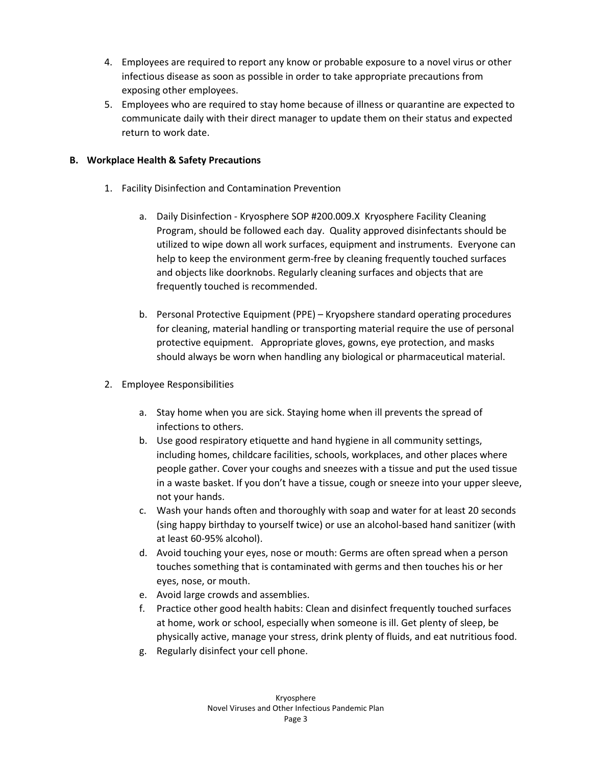4. Employees are required to report any know or probable exposure to a novel virus or other infectious disease as soon as possible in order to take appropriate precautions from exposing other employees.
5. Employees who are required to stay home because of illness or quarantine are expected to communicate daily with their direct manager to update them on their status and expected return to work date.

### B. Workplace Health & Safety Precautions

1. Facility Disinfection and Contamination Prevention

    a. Daily Disinfection - Kryosphere SOP #200.009.X Kryosphere Facility Cleaning Program, should be followed each day. Quality approved disinfectants should be utilized to wipe down all work surfaces, equipment and instruments. Everyone can help to keep the environment germ-free by cleaning frequently touched surfaces and objects like doorknobs. Regularly cleaning surfaces and objects that are frequently touched is recommended.

    b. Personal Protective Equipment (PPE) – Kryopshere standard operating procedures for cleaning, material handling or transporting material require the use of personal protective equipment. Appropriate gloves, gowns, eye protection, and masks should always be worn when handling any biological or pharmaceutical material.

2. Employee Responsibilities

    a. Stay home when you are sick. Staying home when ill prevents the spread of infections to others.
    b. Use good respiratory etiquette and hand hygiene in all community settings, including homes, childcare facilities, schools, workplaces, and other places where people gather. Cover your coughs and sneezes with a tissue and put the used tissue in a waste basket. If you don't have a tissue, cough or sneeze into your upper sleeve, not your hands.
    c. Wash your hands often and thoroughly with soap and water for at least 20 seconds (sing happy birthday to yourself twice) or use an alcohol-based hand sanitizer (with at least 60-95% alcohol).
    d. Avoid touching your eyes, nose or mouth: Germs are often spread when a person touches something that is contaminated with germs and then touches his or her eyes, nose, or mouth.
    e. Avoid large crowds and assemblies.
    f. Practice other good health habits: Clean and disinfect frequently touched surfaces at home, work or school, especially when someone is ill. Get plenty of sleep, be physically active, manage your stress, drink plenty of fluids, and eat nutritious food.
    g. Regularly disinfect your cell phone.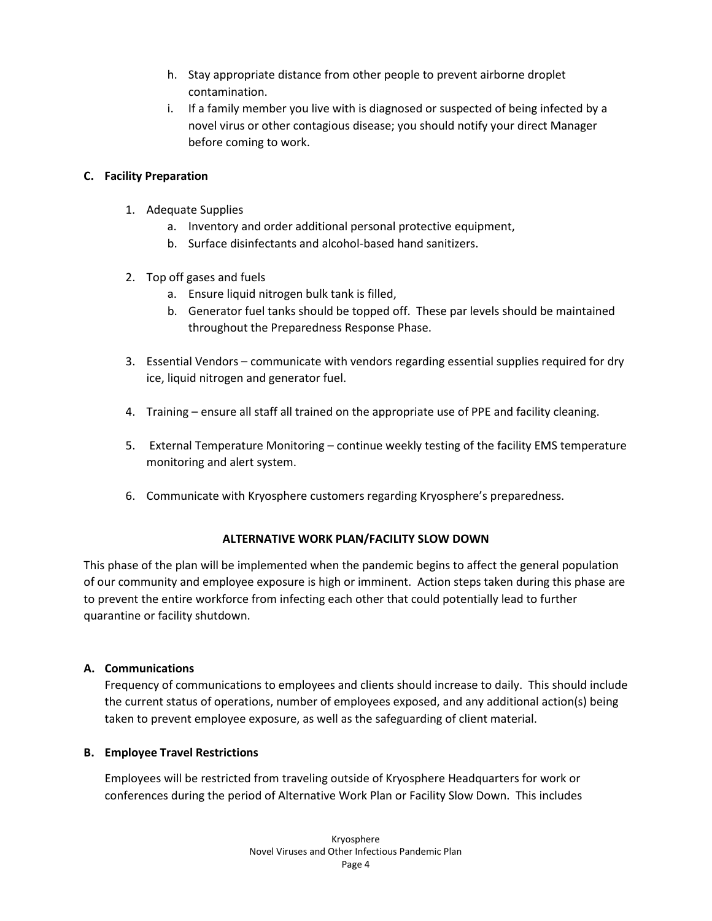h. Stay appropriate distance from other people to prevent airborne droplet contamination.
i. If a family member you live with is diagnosed or suspected of being infected by a novel virus or other contagious disease; you should notify your direct Manager before coming to work.

**C. Facility Preparation**

1. Adequate Supplies
   a. Inventory and order additional personal protective equipment,
   b. Surface disinfectants and alcohol-based hand sanitizers.

2. Top off gases and fuels
   a. Ensure liquid nitrogen bulk tank is filled,
   b. Generator fuel tanks should be topped off. These par levels should be maintained throughout the Preparedness Response Phase.

3. Essential Vendors – communicate with vendors regarding essential supplies required for dry ice, liquid nitrogen and generator fuel.

4. Training – ensure all staff all trained on the appropriate use of PPE and facility cleaning.

5. External Temperature Monitoring – continue weekly testing of the facility EMS temperature monitoring and alert system.

6. Communicate with Kryosphere customers regarding Kryosphere's preparedness.

**ALTERNATIVE WORK PLAN/FACILITY SLOW DOWN**

This phase of the plan will be implemented when the pandemic begins to affect the general population of our community and employee exposure is high or imminent. Action steps taken during this phase are to prevent the entire workforce from infecting each other that could potentially lead to further quarantine or facility shutdown.

**A. Communications**

Frequency of communications to employees and clients should increase to daily. This should include the current status of operations, number of employees exposed, and any additional action(s) being taken to prevent employee exposure, as well as the safeguarding of client material.

**B. Employee Travel Restrictions**

Employees will be restricted from traveling outside of Kryosphere Headquarters for work or conferences during the period of Alternative Work Plan or Facility Slow Down. This includes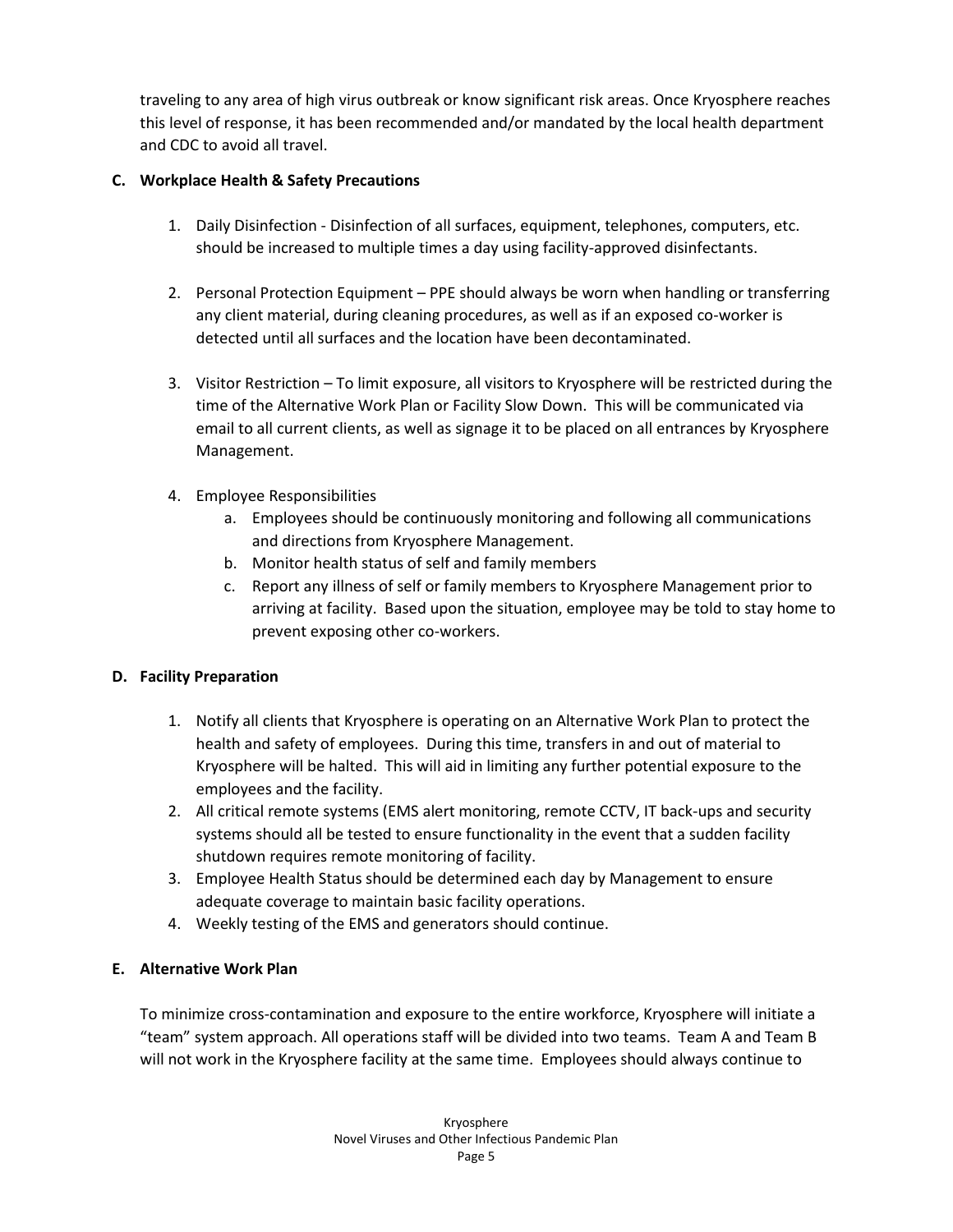traveling to any area of high virus outbreak or know significant risk areas. Once Kryosphere reaches this level of response, it has been recommended and/or mandated by the local health department and CDC to avoid all travel.

**C. Workplace Health & Safety Precautions**

1. Daily Disinfection - Disinfection of all surfaces, equipment, telephones, computers, etc. should be increased to multiple times a day using facility-approved disinfectants.

2. Personal Protection Equipment – PPE should always be worn when handling or transferring any client material, during cleaning procedures, as well as if an exposed co-worker is detected until all surfaces and the location have been decontaminated.

3. Visitor Restriction – To limit exposure, all visitors to Kryosphere will be restricted during the time of the Alternative Work Plan or Facility Slow Down. This will be communicated via email to all current clients, as well as signage it to be placed on all entrances by Kryosphere Management.

4. Employee Responsibilities
   a. Employees should be continuously monitoring and following all communications and directions from Kryosphere Management.
   b. Monitor health status of self and family members
   c. Report any illness of self or family members to Kryosphere Management prior to arriving at facility. Based upon the situation, employee may be told to stay home to prevent exposing other co-workers.

**D. Facility Preparation**

1. Notify all clients that Kryosphere is operating on an Alternative Work Plan to protect the health and safety of employees. During this time, transfers in and out of material to Kryosphere will be halted. This will aid in limiting any further potential exposure to the employees and the facility.
2. All critical remote systems (EMS alert monitoring, remote CCTV, IT back-ups and security systems should all be tested to ensure functionality in the event that a sudden facility shutdown requires remote monitoring of facility.
3. Employee Health Status should be determined each day by Management to ensure adequate coverage to maintain basic facility operations.
4. Weekly testing of the EMS and generators should continue.

**E. Alternative Work Plan**

To minimize cross-contamination and exposure to the entire workforce, Kryosphere will initiate a "team" system approach. All operations staff will be divided into two teams. Team A and Team B will not work in the Kryosphere facility at the same time. Employees should always continue to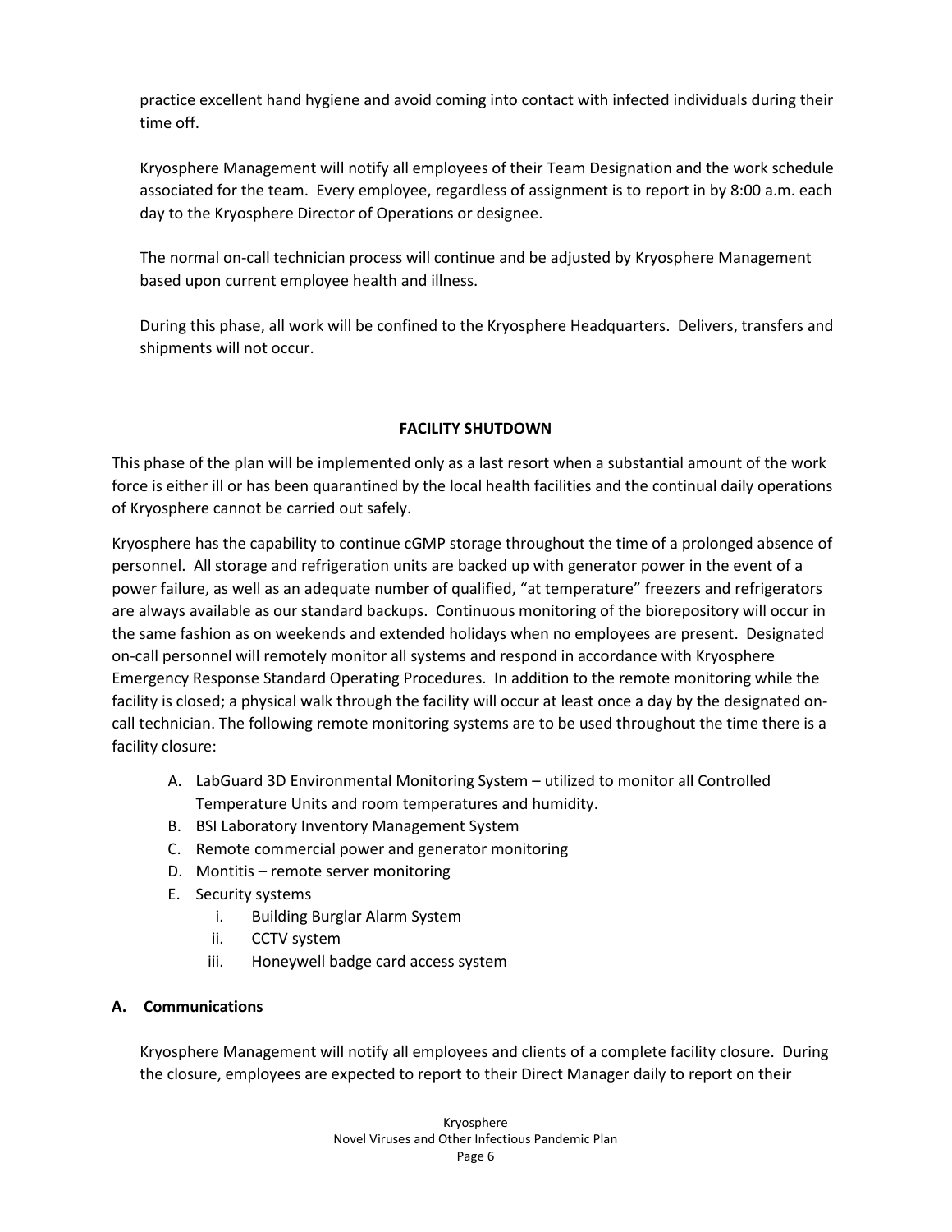practice excellent hand hygiene and avoid coming into contact with infected individuals during their time off.

Kryosphere Management will notify all employees of their Team Designation and the work schedule associated for the team. Every employee, regardless of assignment is to report in by 8:00 a.m. each day to the Kryosphere Director of Operations or designee.

The normal on-call technician process will continue and be adjusted by Kryosphere Management based upon current employee health and illness.

During this phase, all work will be confined to the Kryosphere Headquarters. Delivers, transfers and shipments will not occur.

## FACILITY SHUTDOWN

This phase of the plan will be implemented only as a last resort when a substantial amount of the work force is either ill or has been quarantined by the local health facilities and the continual daily operations of Kryosphere cannot be carried out safely.

Kryosphere has the capability to continue cGMP storage throughout the time of a prolonged absence of personnel. All storage and refrigeration units are backed up with generator power in the event of a power failure, as well as an adequate number of qualified, "at temperature" freezers and refrigerators are always available as our standard backups. Continuous monitoring of the biorepository will occur in the same fashion as on weekends and extended holidays when no employees are present. Designated on-call personnel will remotely monitor all systems and respond in accordance with Kryosphere Emergency Response Standard Operating Procedures. In addition to the remote monitoring while the facility is closed; a physical walk through the facility will occur at least once a day by the designated on-call technician. The following remote monitoring systems are to be used throughout the time there is a facility closure:

A. LabGuard 3D Environmental Monitoring System – utilized to monitor all Controlled Temperature Units and room temperatures and humidity.
B. BSI Laboratory Inventory Management System
C. Remote commercial power and generator monitoring
D. Montitis – remote server monitoring
E. Security systems
    i. Building Burglar Alarm System
    ii. CCTV system
    iii. Honeywell badge card access system

### A. Communications

Kryosphere Management will notify all employees and clients of a complete facility closure. During the closure, employees are expected to report to their Direct Manager daily to report on their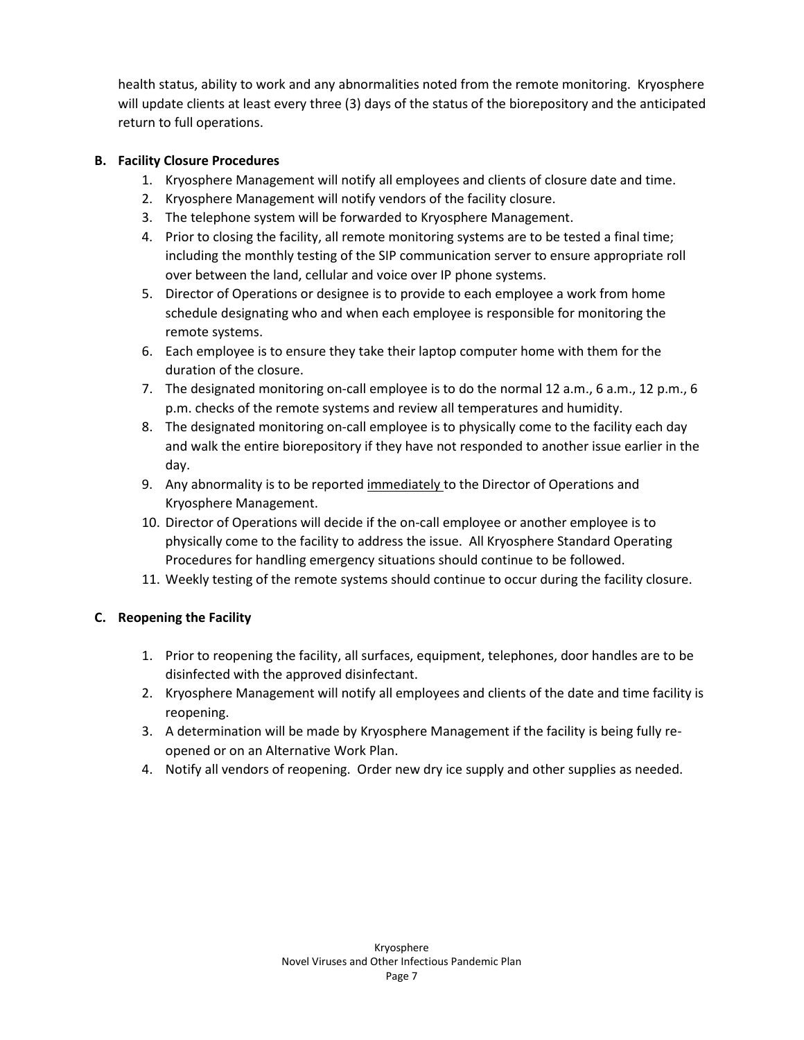health status, ability to work and any abnormalities noted from the remote monitoring. Kryosphere will update clients at least every three (3) days of the status of the biorepository and the anticipated return to full operations.

**B. Facility Closure Procedures**

1. Kryosphere Management will notify all employees and clients of closure date and time.
2. Kryosphere Management will notify vendors of the facility closure.
3. The telephone system will be forwarded to Kryosphere Management.
4. Prior to closing the facility, all remote monitoring systems are to be tested a final time; including the monthly testing of the SIP communication server to ensure appropriate roll over between the land, cellular and voice over IP phone systems.
5. Director of Operations or designee is to provide to each employee a work from home schedule designating who and when each employee is responsible for monitoring the remote systems.
6. Each employee is to ensure they take their laptop computer home with them for the duration of the closure.
7. The designated monitoring on-call employee is to do the normal 12 a.m., 6 a.m., 12 p.m., 6 p.m. checks of the remote systems and review all temperatures and humidity.
8. The designated monitoring on-call employee is to physically come to the facility each day and walk the entire biorepository if they have not responded to another issue earlier in the day.
9. Any abnormality is to be reported <u>immediately</u> to the Director of Operations and Kryosphere Management.
10. Director of Operations will decide if the on-call employee or another employee is to physically come to the facility to address the issue. All Kryosphere Standard Operating Procedures for handling emergency situations should continue to be followed.
11. Weekly testing of the remote systems should continue to occur during the facility closure.

**C. Reopening the Facility**

1. Prior to reopening the facility, all surfaces, equipment, telephones, door handles are to be disinfected with the approved disinfectant.
2. Kryosphere Management will notify all employees and clients of the date and time facility is reopening.
3. A determination will be made by Kryosphere Management if the facility is being fully re-opened or on an Alternative Work Plan.
4. Notify all vendors of reopening. Order new dry ice supply and other supplies as needed.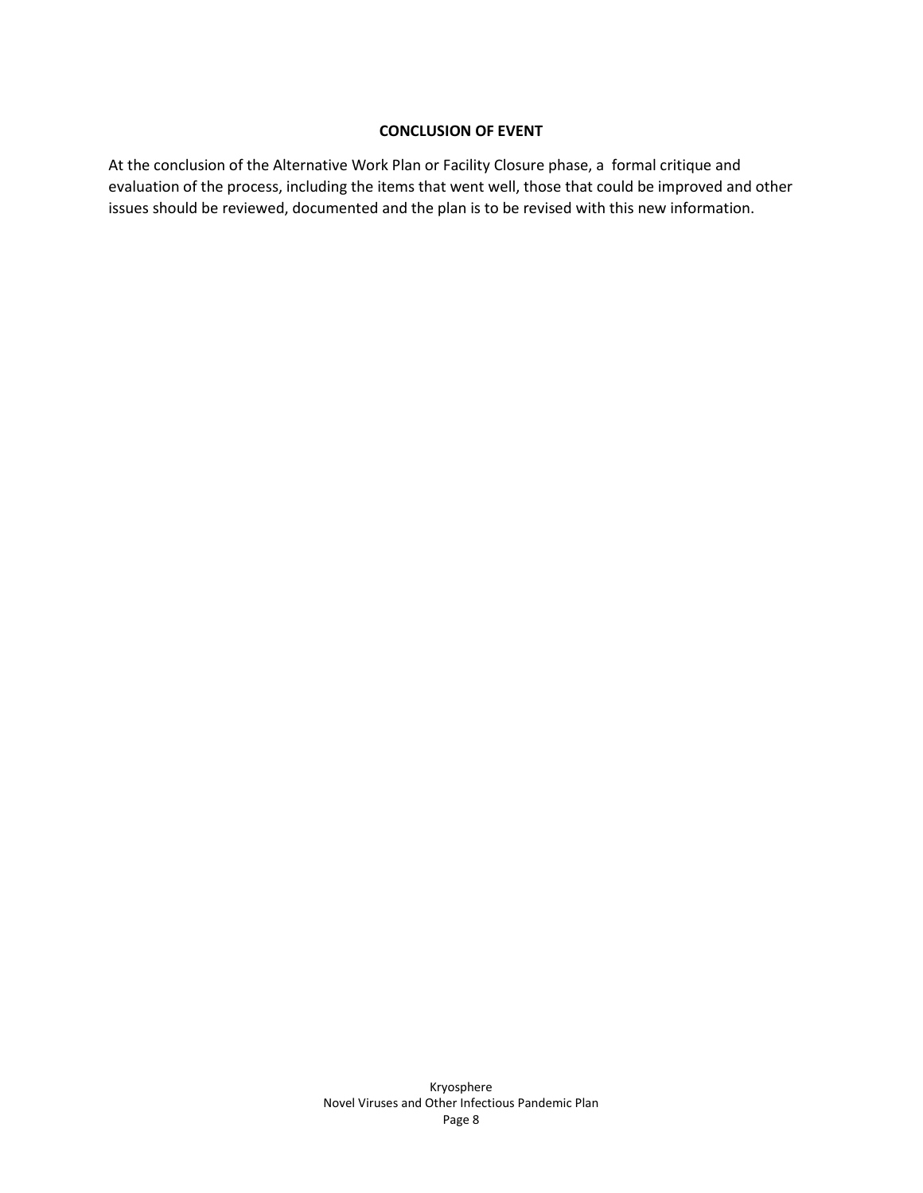## CONCLUSION OF EVENT

At the conclusion of the Alternative Work Plan or Facility Closure phase, a formal critique and evaluation of the process, including the items that went well, those that could be improved and other issues should be reviewed, documented and the plan is to be revised with this new information.